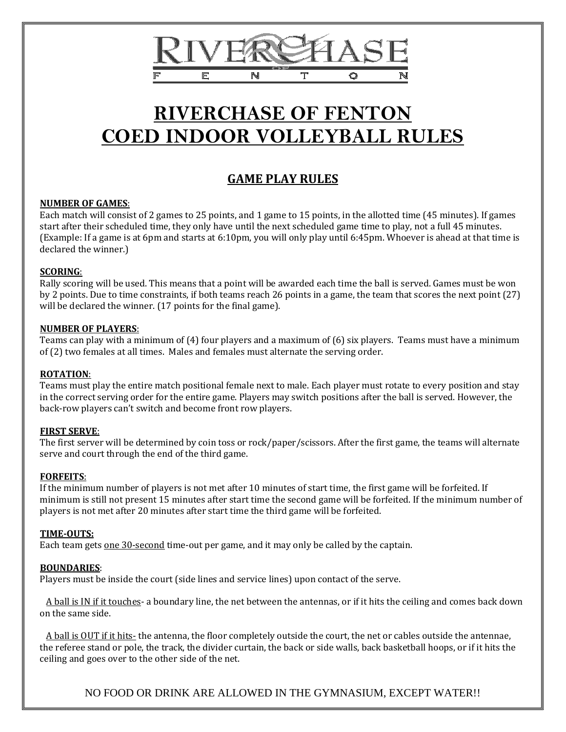# RIVERCHASE OF FENTON
# COED INDOOR VOLLEYBALL RULES

## GAME PLAY RULES

**NUMBER OF GAMES**:
Each match will consist of 2 games to 25 points, and 1 game to 15 points, in the allotted time (45 minutes). If games start after their scheduled time, they only have until the next scheduled game time to play, not a full 45 minutes. (Example: If a game is at 6pm and starts at 6:10pm, you will only play until 6:45pm. Whoever is ahead at that time is declared the winner.)

**SCORING**:
Rally scoring will be used. This means that a point will be awarded each time the ball is served. Games must be won by 2 points. Due to time constraints, if both teams reach 26 points in a game, the team that scores the next point (27) will be declared the winner. (17 points for the final game).

**NUMBER OF PLAYERS**:
Teams can play with a minimum of (4) four players and a maximum of (6) six players. Teams must have a minimum of (2) two females at all times. Males and females must alternate the serving order.

**ROTATION**:
Teams must play the entire match positional female next to male. Each player must rotate to every position and stay in the correct serving order for the entire game. Players may switch positions after the ball is served. However, the back-row players can't switch and become front row players.

**FIRST SERVE**:
The first server will be determined by coin toss or rock/paper/scissors. After the first game, the teams will alternate serve and court through the end of the third game.

**FORFEITS**:
If the minimum number of players is not met after 10 minutes of start time, the first game will be forfeited. If minimum is still not present 15 minutes after start time the second game will be forfeited. If the minimum number of players is not met after 20 minutes after start time the third game will be forfeited.

**TIME-OUTS:**
Each team gets one 30-second time-out per game, and it may only be called by the captain.

**BOUNDARIES**:
Players must be inside the court (side lines and service lines) upon contact of the serve.

A ball is IN if it touches- a boundary line, the net between the antennas, or if it hits the ceiling and comes back down on the same side.

A ball is OUT if it hits- the antenna, the floor completely outside the court, the net or cables outside the antennae, the referee stand or pole, the track, the divider curtain, the back or side walls, back basketball hoops, or if it hits the ceiling and goes over to the other side of the net.

NO FOOD OR DRINK ARE ALLOWED IN THE GYMNASIUM, EXCEPT WATER!!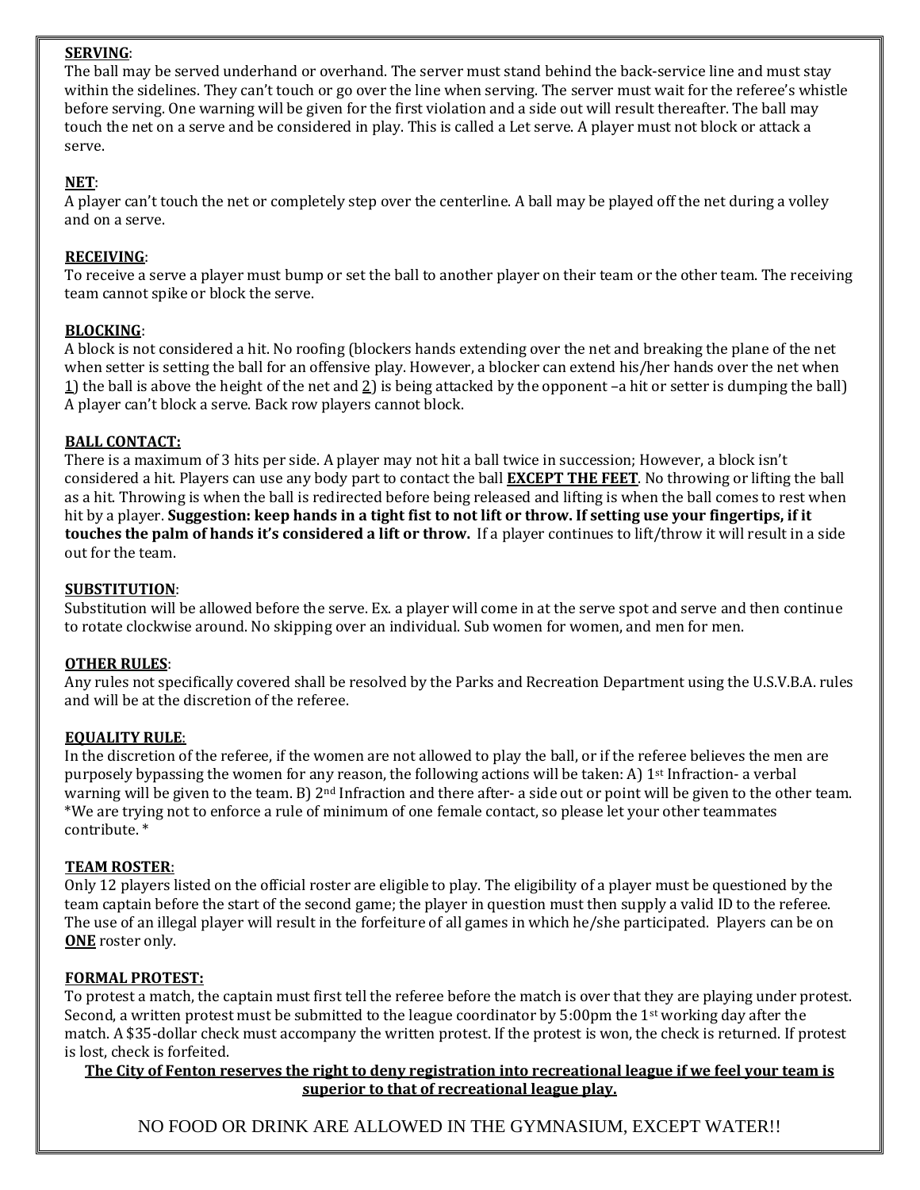**SERVING**:
The ball may be served underhand or overhand. The server must stand behind the back-service line and must stay within the sidelines. They can't touch or go over the line when serving. The server must wait for the referee's whistle before serving. One warning will be given for the first violation and a side out will result thereafter. The ball may touch the net on a serve and be considered in play. This is called a Let serve. A player must not block or attack a serve.

**NET**:
A player can't touch the net or completely step over the centerline. A ball may be played off the net during a volley and on a serve.

**RECEIVING**:
To receive a serve a player must bump or set the ball to another player on their team or the other team. The receiving team cannot spike or block the serve.

**BLOCKING**:
A block is not considered a hit. No roofing (blockers hands extending over the net and breaking the plane of the net when setter is setting the ball for an offensive play. However, a blocker can extend his/her hands over the net when 1) the ball is above the height of the net and 2) is being attacked by the opponent –a hit or setter is dumping the ball) A player can't block a serve. Back row players cannot block.

**BALL CONTACT:**
There is a maximum of 3 hits per side. A player may not hit a ball twice in succession; However, a block isn't considered a hit. Players can use any body part to contact the ball **EXCEPT THE FEET**. No throwing or lifting the ball as a hit. Throwing is when the ball is redirected before being released and lifting is when the ball comes to rest when hit by a player. **Suggestion: keep hands in a tight fist to not lift or throw. If setting use your fingertips, if it touches the palm of hands it's considered a lift or throw.** If a player continues to lift/throw it will result in a side out for the team.

**SUBSTITUTION**:
Substitution will be allowed before the serve. Ex. a player will come in at the serve spot and serve and then continue to rotate clockwise around. No skipping over an individual. Sub women for women, and men for men.

**OTHER RULES**:
Any rules not specifically covered shall be resolved by the Parks and Recreation Department using the U.S.V.B.A. rules and will be at the discretion of the referee.

**EQUALITY RULE**:
In the discretion of the referee, if the women are not allowed to play the ball, or if the referee believes the men are purposely bypassing the women for any reason, the following actions will be taken: A) 1st Infraction- a verbal warning will be given to the team. B) 2nd Infraction and there after- a side out or point will be given to the other team. *We are trying not to enforce a rule of minimum of one female contact, so please let your other teammates contribute. *

**TEAM ROSTER**:
Only 12 players listed on the official roster are eligible to play. The eligibility of a player must be questioned by the team captain before the start of the second game; the player in question must then supply a valid ID to the referee. The use of an illegal player will result in the forfeiture of all games in which he/she participated. Players can be on **ONE** roster only.

**FORMAL PROTEST:**
To protest a match, the captain must first tell the referee before the match is over that they are playing under protest. Second, a written protest must be submitted to the league coordinator by 5:00pm the 1st working day after the match. A $35-dollar check must accompany the written protest. If the protest is won, the check is returned. If protest is lost, check is forfeited.

**The City of Fenton reserves the right to deny registration into recreational league if we feel your team is superior to that of recreational league play.**

NO FOOD OR DRINK ARE ALLOWED IN THE GYMNASIUM, EXCEPT WATER!!